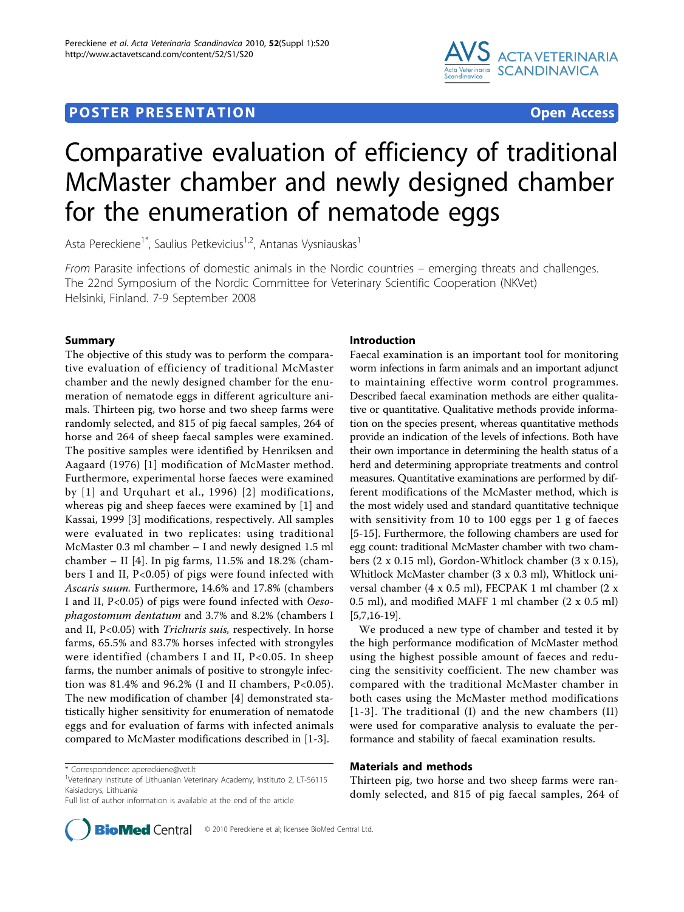POSTER PRESENTATION **Open Access**

# Comparative evaluation of efficiency of traditional McMaster chamber and newly designed chamber for the enumeration of nematode eggs

Asta Pereckiene[1*], Saulius Petkevicius[1,2], Antanas Vysniauskas[1]

*From* Parasite infections of domestic animals in the Nordic countries – emerging threats and challenges. The 22nd Symposium of the Nordic Committee for Veterinary Scientific Cooperation (NKVet) Helsinki, Finland. 7-9 September 2008

## Summary

The objective of this study was to perform the comparative evaluation of efficiency of traditional McMaster chamber and the newly designed chamber for the enumeration of nematode eggs in different agriculture animals. Thirteen pig, two horse and two sheep farms were randomly selected, and 815 of pig faecal samples, 264 of horse and 264 of sheep faecal samples were examined. The positive samples were identified by Henriksen and Aagaard (1976) [1] modification of McMaster method. Furthermore, experimental horse faeces were examined by [1] and Urquhart et al., 1996) [2] modifications, whereas pig and sheep faeces were examined by [1] and Kassai, 1999 [3] modifications, respectively. All samples were evaluated in two replicates: using traditional McMaster 0.3 ml chamber – I and newly designed 1.5 ml chamber – II [4]. In pig farms, 11.5% and 18.2% (chambers I and II, P<0.05) of pigs were found infected with *Ascaris suum.* Furthermore, 14.6% and 17.8% (chambers I and II, P<0.05) of pigs were found infected with *Oesophagostomum dentatum* and 3.7% and 8.2% (chambers I and II, P<0.05) with *Trichuris suis,* respectively. In horse farms, 65.5% and 83.7% horses infected with strongyles were identified (chambers I and II, P<0.05. In sheep farms, the number animals of positive to strongyle infection was 81.4% and 96.2% (I and II chambers, P<0.05). The new modification of chamber [4] demonstrated statistically higher sensitivity for enumeration of nematode eggs and for evaluation of farms with infected animals compared to McMaster modifications described in [1-3].

## Introduction

Faecal examination is an important tool for monitoring worm infections in farm animals and an important adjunct to maintaining effective worm control programmes. Described faecal examination methods are either qualitative or quantitative. Qualitative methods provide information on the species present, whereas quantitative methods provide an indication of the levels of infections. Both have their own importance in determining the health status of a herd and determining appropriate treatments and control measures. Quantitative examinations are performed by different modifications of the McMaster method, which is the most widely used and standard quantitative technique with sensitivity from 10 to 100 eggs per 1 g of faeces [5-15]. Furthermore, the following chambers are used for egg count: traditional McMaster chamber with two chambers (2 x 0.15 ml), Gordon-Whitlock chamber (3 x 0.15), Whitlock McMaster chamber (3 x 0.3 ml), Whitlock universal chamber (4 x 0.5 ml), FECPAK 1 ml chamber (2 x 0.5 ml), and modified MAFF 1 ml chamber (2 x 0.5 ml) [5,7,16-19].

We produced a new type of chamber and tested it by the high performance modification of McMaster method using the highest possible amount of faeces and reducing the sensitivity coefficient. The new chamber was compared with the traditional McMaster chamber in both cases using the McMaster method modifications [1-3]. The traditional (I) and the new chambers (II) were used for comparative analysis to evaluate the performance and stability of faecal examination results.

## Materials and methods

Thirteen pig, two horse and two sheep farms were randomly selected, and 815 of pig faecal samples, 264 of

\* Correspondence: apereckiene@vet.lt
[1]Veterinary Institute of Lithuanian Veterinary Academy, Instituto 2, LT-56115 Kaisiadorys, Lithuania
Full list of author information is available at the end of the article

© 2010 Pereckiene et al; licensee BioMed Central Ltd.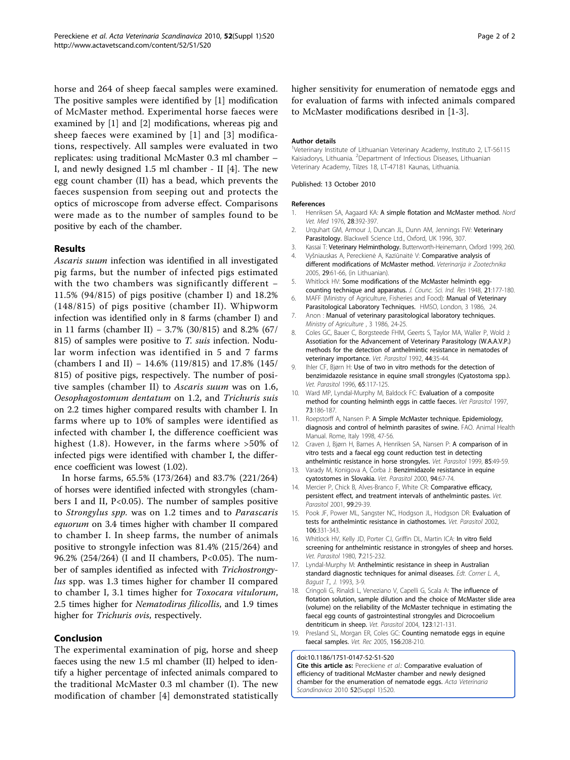horse and 264 of sheep faecal samples were examined. The positive samples were identified by [1] modification of McMaster method. Experimental horse faeces were examined by [1] and [2] modifications, whereas pig and sheep faeces were examined by [1] and [3] modifications, respectively. All samples were evaluated in two replicates: using traditional McMaster 0.3 ml chamber – I, and newly designed 1.5 ml chamber - II [4]. The new egg count chamber (II) has a bead, which prevents the faeces suspension from seeping out and protects the optics of microscope from adverse effect. Comparisons were made as to the number of samples found to be positive by each of the chamber.

## Results

*Ascaris suum* infection was identified in all investigated pig farms, but the number of infected pigs estimated with the two chambers was significantly different – 11.5% (94/815) of pigs positive (chamber I) and 18.2% (148/815) of pigs positive (chamber II). Whipworm infection was identified only in 8 farms (chamber I) and in 11 farms (chamber II) – 3.7% (30/815) and 8.2% (67/815) of samples were positive to *T. suis* infection. Nodular worm infection was identified in 5 and 7 farms (chambers I and II) – 14.6% (119/815) and 17.8% (145/815) of positive pigs, respectively. The number of positive samples (chamber II) to *Ascaris suum* was on 1.6, *Oesophagostomum dentatum* on 1.2, and *Trichuris suis* on 2.2 times higher compared results with chamber I. In farms where up to 10% of samples were identified as infected with chamber I, the difference coefficient was highest (1.8). However, in the farms where >50% of infected pigs were identified with chamber I, the difference coefficient was lowest (1.02).

In horse farms, 65.5% (173/264) and 83.7% (221/264) of horses were identified infected with strongyles (chambers I and II, $P<0.05$). The number of samples positive to *Strongylus spp.* was on 1.2 times and to *Parascaris equorum* on 3.4 times higher with chamber II compared to chamber I. In sheep farms, the number of animals positive to strongyle infection was 81.4% (215/264) and 96.2% (254/264) (I and II chambers, $P<0.05$). The number of samples identified as infected with *Trichostrongylus* spp. was 1.3 times higher for chamber II compared to chamber I, 3.1 times higher for *Toxocara vitulorum*, 2.5 times higher for *Nematodirus filicollis*, and 1.9 times higher for *Trichuris ovis*, respectively.

## Conclusion

The experimental examination of pig, horse and sheep faeces using the new 1.5 ml chamber (II) helped to identify a higher percentage of infected animals compared to the traditional McMaster 0.3 ml chamber (I). The new modification of chamber [4] demonstrated statistically higher sensitivity for enumeration of nematode eggs and for evaluation of farms with infected animals compared to McMaster modifications desribed in [1-3].

#### Author details

[1]Veterinary Institute of Lithuanian Veterinary Academy, Instituto 2, LT-56115 Kaisiadorys, Lithuania. [2]Department of Infectious Diseases, Lithuanian Veterinary Academy, Tilzes 18, LT-47181 Kaunas, Lithuania.

Published: 13 October 2010

#### References

1. Henriksen SA, Aagaard KA: **A simple flotation and McMaster method.** *Nord Vet. Med* 1976, **28**:392-397.
2. Urquhart GM, Armour J, Duncan JL, Dunn AM, Jennings FW: **Veterinary Parasitology.** Blackwell Science Ltd., Oxford, UK 1996, 307.
3. Kassai T: **Veterinary Helminthology.** Butterworth-Heinemann, Oxford 1999, 260.
4. Vyšniauskas A, Pereckienė A, Kaziūnaitė V: **Comparative analysis of different modifications of McMaster method.** *Veterinarija ir Zootechnika* 2005, **29**:61-66, (in Lithuanian).
5. Whitlock HV: **Some modifications of the McMaster helminth egg-counting technique and apparatus.** *J. Counc. Sci. Ind. Res* 1948, **21**:177-180.
6. MAFF (Ministry of Agriculture, Fisheries and Food): **Manual of Veterinary Parasitological Laboratory Techniques.** HMSO, London, 3 1986, 24.
7. Anon : **Manual of veterinary parasitological laboratory techniques.** *Ministry of Agriculture* , 3 1986, 24-25.
8. Coles GC, Bauer C, Borgsteede FHM, Geerts S, Taylor MA, Waller P, Wold J: **Assotiation for the Advancement of Veterinary Parasitology (W.A.A.V.P.) methods for the detection of anthelmintic resistance in nematodes of veterinary importance.** *Vet. Parasitol* 1992, **44**:35-44.
9. Ihler CF, Bjørn H: **Use of two in vitro methods for the detection of benzimidazole resistance in equine small strongyles (Cyatostoma spp.).** *Vet. Parasitol* 1996, **65**:117-125.
10. Ward MP, Lyndal-Murphy M, Baldock FC: **Evaluation of a composite method for counting helminth eggs in cattle faeces.** *Vet Parasitol* 1997, **73**:186-187.
11. Roepstorff A, Nansen P: **A Simple McMaster technique. Epidemiology, diagnosis and control of helminth parasites of swine.** FAO. Animal Health Manual. Rome, Italy 1998, 47-56.
12. Craven J, Bjørn H, Barnes A, Henriksen SA, Nansen P: **A comparison of in vitro tests and a faecal egg count reduction test in detecting anthelmintic resistance in horse strongyles.** *Vet. Parasitol* 1999, **85**:49-59.
13. Varady M, Konigova A, Čorba J: **Benzimidazole resistance in equine cyatostomes in Slovakia.** *Vet. Parasitol* 2000, **94**:67-74.
14. Mercier P, Chick B, Alves-Branco F, White CR: **Comparative efficacy, persistent effect, and treatment intervals of anthelmintic pastes.** *Vet. Parasitol* 2001, **99**:29-39.
15. Pook JF, Power ML, Sangster NC, Hodgson JL, Hodgson DR: **Evaluation of tests for anthelmintic resistance in ciathostomes.** *Vet. Parasitol* 2002, **106**:331-343.
16. Whitlock HV, Kelly JD, Porter CJ, Griffin DL, Martin ICA: **In vitro field screening for anthelmintic resistance in strongyles of sheep and horses.** *Vet. Parasitol* 1980, **7**:215-232.
17. Lyndal-Murphy M: **Anthelmintic resistance in sheep in Australian standard diagnostic techniques for animal diseases.** *Edt. Corner L. A., Bagust T., J.* 1993, 3-9.
18. Cringoli G, Rinaldi L, Veneziano V, Capelli G, Scala A: **The influence of flotation solution, sample dilution and the choice of McMaster slide area (volume) on the reliability of the McMaster technique in estimating the faecal egg counts of gastrointestinal strongyles and Dicrocoelium dentriticum in sheep.** *Vet. Parasitol* 2004, **123**:121-131.
19. Presland SL, Morgan ER, Coles GC: **Counting nematode eggs in equine faecal samples.** *Vet. Rec* 2005, **156**:208-210.

doi:10.1186/1751-0147-52-S1-S20

**Cite this article as:** Pereckiene *et al.*: Comparative evaluation of efficiency of traditional McMaster chamber and newly designed chamber for the enumeration of nematode eggs. *Acta Veterinaria Scandinavica* 2010 **52**(Suppl 1):S20.